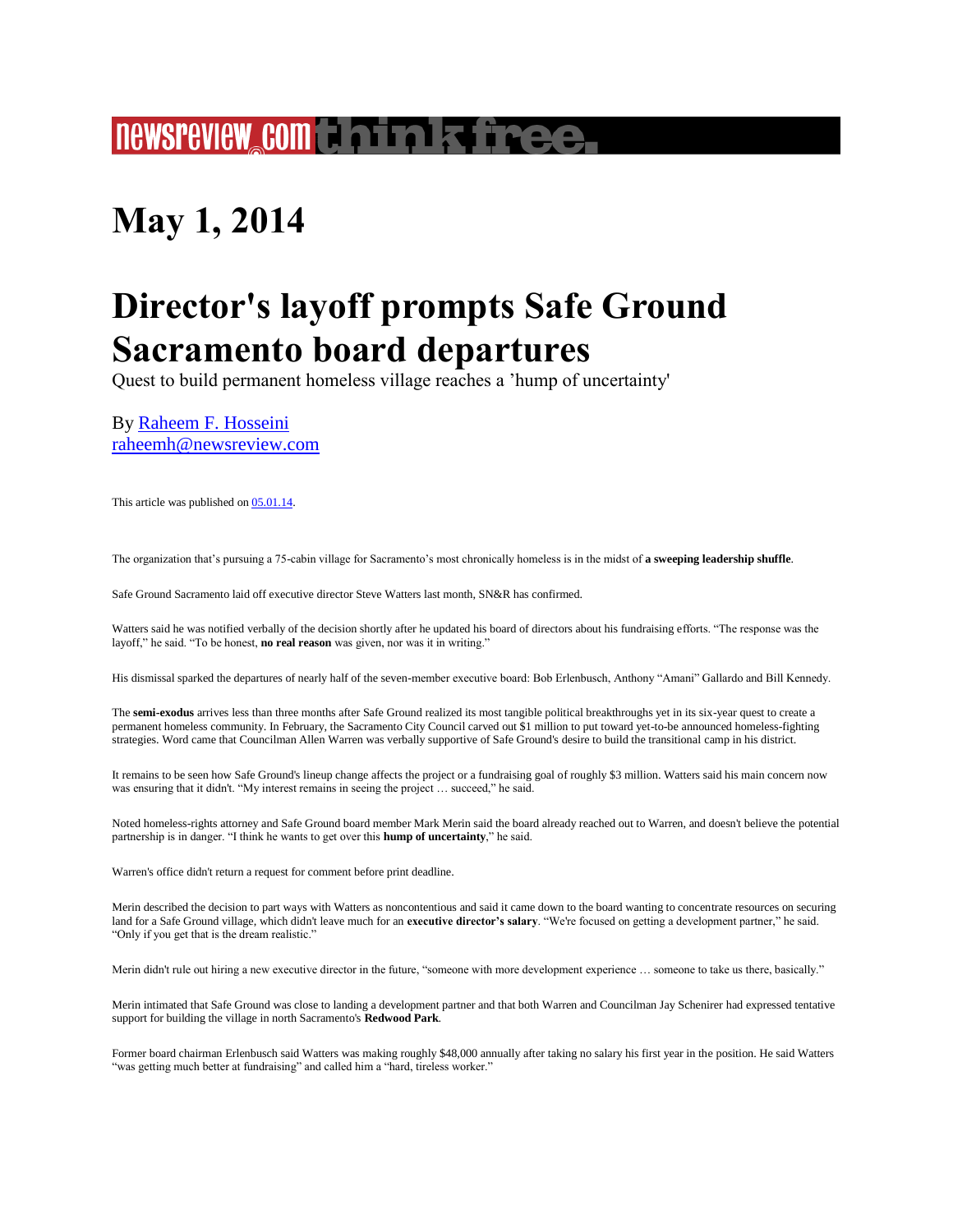newsreview.com think free.

# May 1, 2014

# Director's layoff prompts Safe Ground Sacramento board departures

Quest to build permanent homeless village reaches a 'hump of uncertainty'

By [Raheem F. Hosseini](#)
[raheemh@newsreview.com](mailto:raheemh@newsreview.com)

This article was published on [05.01.14](#).

The organization that's pursuing a 75-cabin village for Sacramento's most chronically homeless is in the midst of **a sweeping leadership shuffle**.

Safe Ground Sacramento laid off executive director Steve Watters last month, SN&R has confirmed.

Watters said he was notified verbally of the decision shortly after he updated his board of directors about his fundraising efforts. "The response was the layoff," he said. "To be honest, **no real reason** was given, nor was it in writing."

His dismissal sparked the departures of nearly half of the seven-member executive board: Bob Erlenbusch, Anthony "Amani" Gallardo and Bill Kennedy.

The **semi-exodus** arrives less than three months after Safe Ground realized its most tangible political breakthroughs yet in its six-year quest to create a permanent homeless community. In February, the Sacramento City Council carved out $1 million to put toward yet-to-be announced homeless-fighting strategies. Word came that Councilman Allen Warren was verbally supportive of Safe Ground's desire to build the transitional camp in his district.

It remains to be seen how Safe Ground's lineup change affects the project or a fundraising goal of roughly $3 million. Watters said his main concern now was ensuring that it didn't. "My interest remains in seeing the project … succeed," he said.

Noted homeless-rights attorney and Safe Ground board member Mark Merin said the board already reached out to Warren, and doesn't believe the potential partnership is in danger. "I think he wants to get over this **hump of uncertainty**," he said.

Warren's office didn't return a request for comment before print deadline.

Merin described the decision to part ways with Watters as noncontentious and said it came down to the board wanting to concentrate resources on securing land for a Safe Ground village, which didn't leave much for an **executive director's salary**. "We're focused on getting a development partner," he said. "Only if you get that is the dream realistic."

Merin didn't rule out hiring a new executive director in the future, "someone with more development experience … someone to take us there, basically."

Merin intimated that Safe Ground was close to landing a development partner and that both Warren and Councilman Jay Schenirer had expressed tentative support for building the village in north Sacramento's **Redwood Park**.

Former board chairman Erlenbusch said Watters was making roughly $48,000 annually after taking no salary his first year in the position. He said Watters "was getting much better at fundraising" and called him a "hard, tireless worker."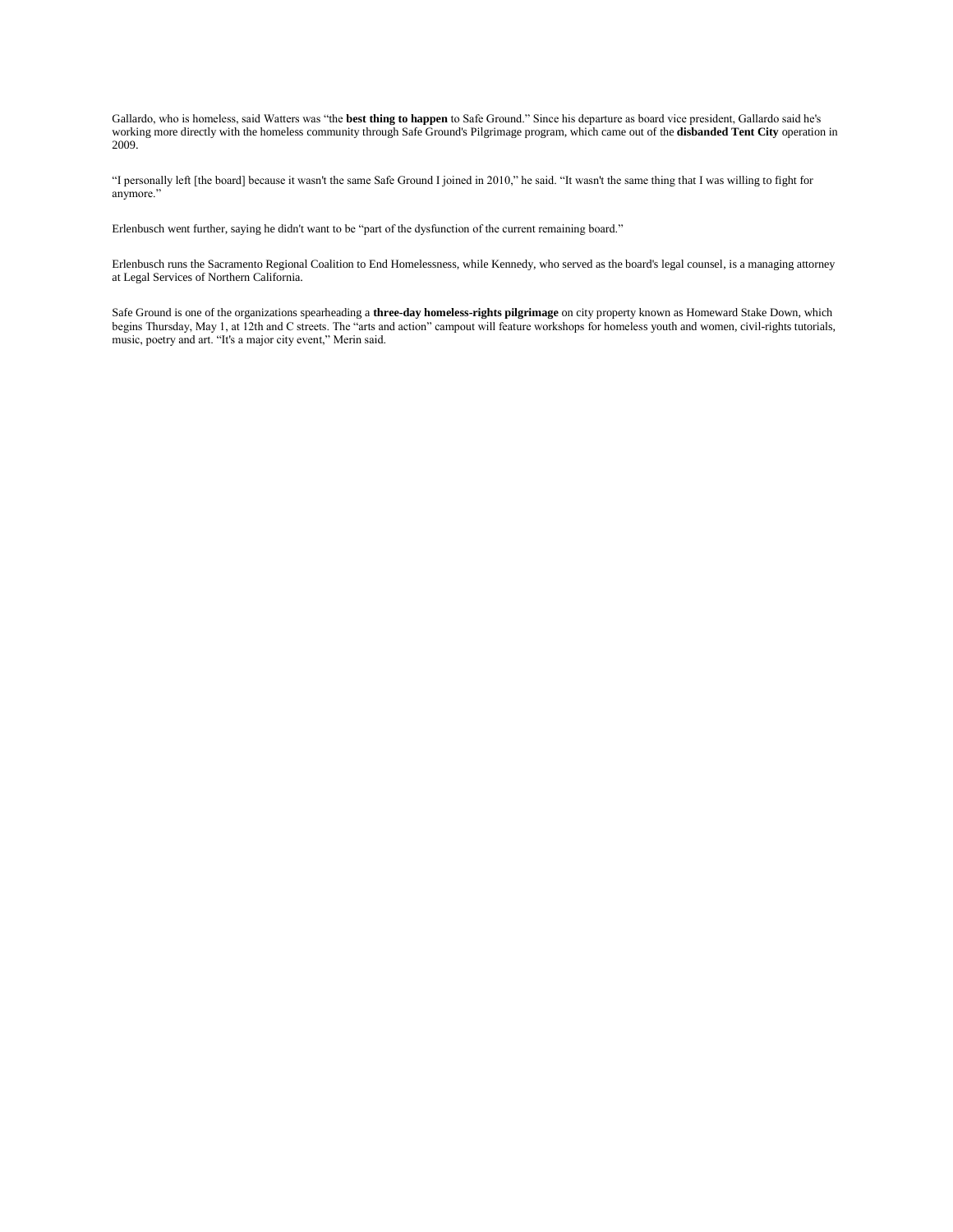Gallardo, who is homeless, said Watters was "the **best thing to happen** to Safe Ground." Since his departure as board vice president, Gallardo said he's working more directly with the homeless community through Safe Ground's Pilgrimage program, which came out of the **disbanded Tent City** operation in 2009.

"I personally left [the board] because it wasn't the same Safe Ground I joined in 2010," he said. "It wasn't the same thing that I was willing to fight for anymore."

Erlenbusch went further, saying he didn't want to be "part of the dysfunction of the current remaining board."

Erlenbusch runs the Sacramento Regional Coalition to End Homelessness, while Kennedy, who served as the board's legal counsel, is a managing attorney at Legal Services of Northern California.

Safe Ground is one of the organizations spearheading a **three-day homeless-rights pilgrimage** on city property known as Homeward Stake Down, which begins Thursday, May 1, at 12th and C streets. The "arts and action" campout will feature workshops for homeless youth and women, civil-rights tutorials, music, poetry and art. "It's a major city event," Merin said.